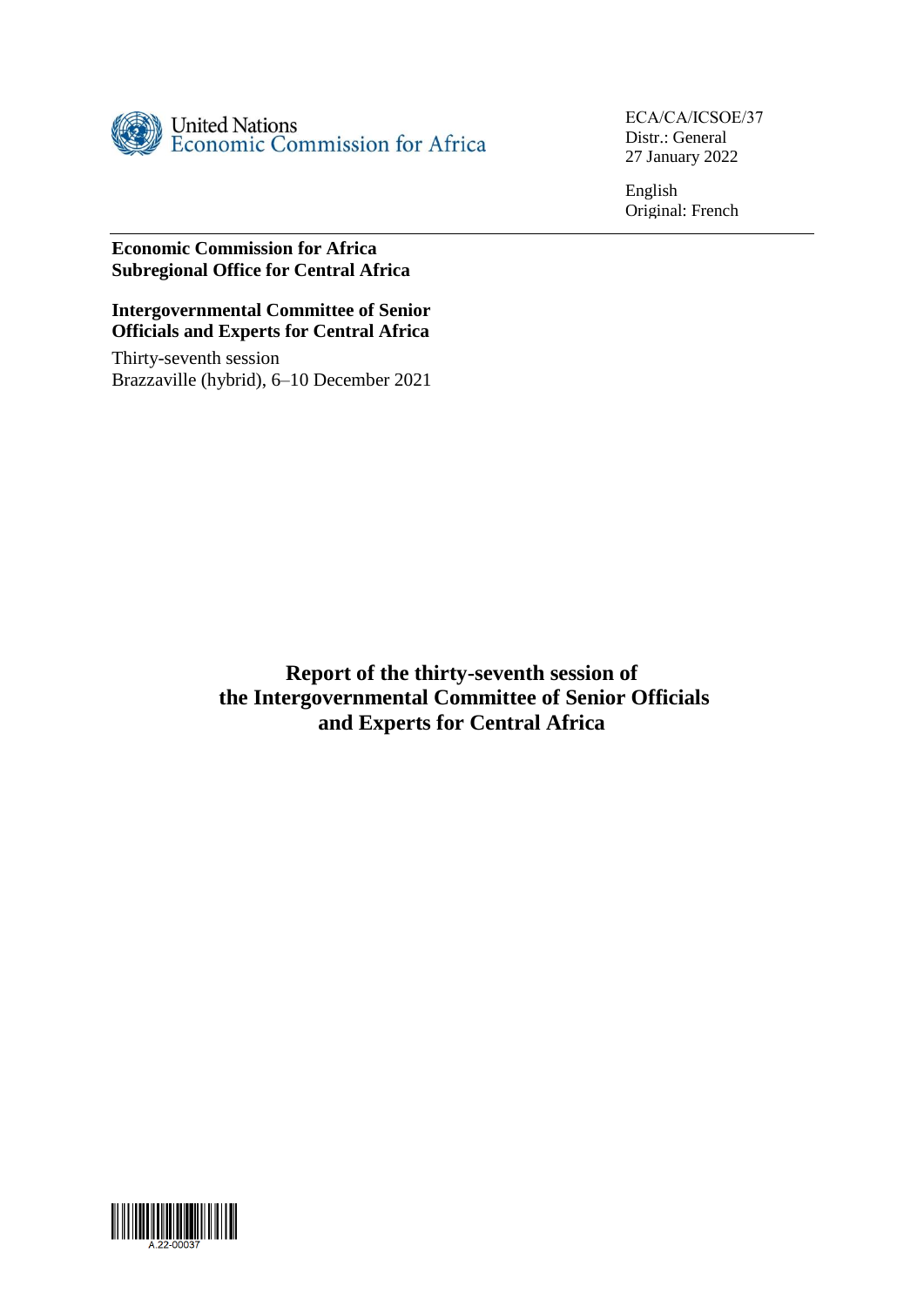United Nations
Economic Commission for Africa

ECA/CA/ICSOE/37
Distr.: General
27 January 2022

English
Original: French

**Economic Commission for Africa**
**Subregional Office for Central Africa**

**Intergovernmental Committee of Senior Officials and Experts for Central Africa**

Thirty-seventh session
Brazzaville (hybrid), 6–10 December 2021

# Report of the thirty-seventh session of the Intergovernmental Committee of Senior Officials and Experts for Central Africa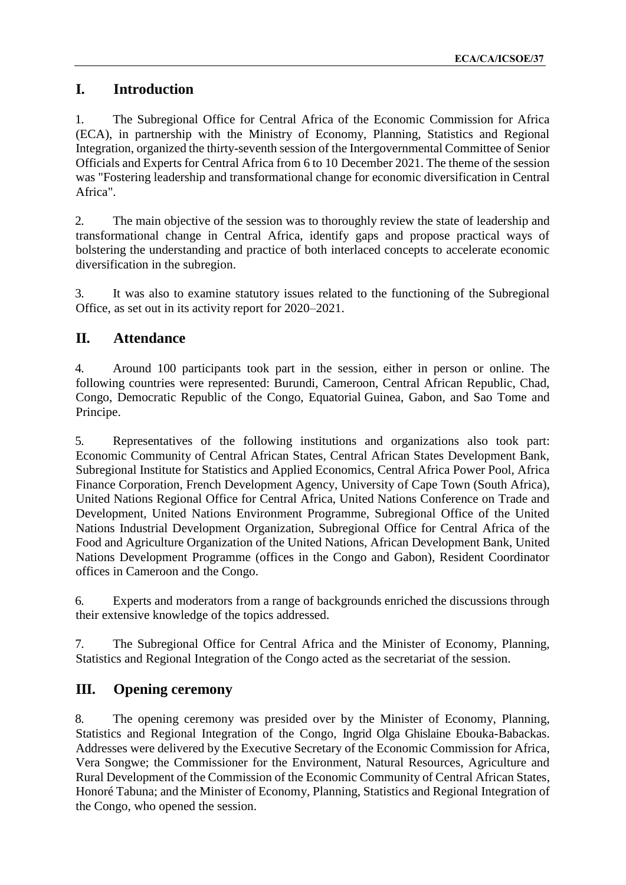## I. Introduction

1. The Subregional Office for Central Africa of the Economic Commission for Africa (ECA), in partnership with the Ministry of Economy, Planning, Statistics and Regional Integration, organized the thirty-seventh session of the Intergovernmental Committee of Senior Officials and Experts for Central Africa from 6 to 10 December 2021. The theme of the session was "Fostering leadership and transformational change for economic diversification in Central Africa".

2. The main objective of the session was to thoroughly review the state of leadership and transformational change in Central Africa, identify gaps and propose practical ways of bolstering the understanding and practice of both interlaced concepts to accelerate economic diversification in the subregion.

3. It was also to examine statutory issues related to the functioning of the Subregional Office, as set out in its activity report for 2020–2021.

## II. Attendance

4. Around 100 participants took part in the session, either in person or online. The following countries were represented: Burundi, Cameroon, Central African Republic, Chad, Congo, Democratic Republic of the Congo, Equatorial Guinea, Gabon, and Sao Tome and Principe.

5. Representatives of the following institutions and organizations also took part: Economic Community of Central African States, Central African States Development Bank, Subregional Institute for Statistics and Applied Economics, Central Africa Power Pool, Africa Finance Corporation, French Development Agency, University of Cape Town (South Africa), United Nations Regional Office for Central Africa, United Nations Conference on Trade and Development, United Nations Environment Programme, Subregional Office of the United Nations Industrial Development Organization, Subregional Office for Central Africa of the Food and Agriculture Organization of the United Nations, African Development Bank, United Nations Development Programme (offices in the Congo and Gabon), Resident Coordinator offices in Cameroon and the Congo.

6. Experts and moderators from a range of backgrounds enriched the discussions through their extensive knowledge of the topics addressed.

7. The Subregional Office for Central Africa and the Minister of Economy, Planning, Statistics and Regional Integration of the Congo acted as the secretariat of the session.

## III. Opening ceremony

8. The opening ceremony was presided over by the Minister of Economy, Planning, Statistics and Regional Integration of the Congo, Ingrid Olga Ghislaine Ebouka-Babackas. Addresses were delivered by the Executive Secretary of the Economic Commission for Africa, Vera Songwe; the Commissioner for the Environment, Natural Resources, Agriculture and Rural Development of the Commission of the Economic Community of Central African States, Honoré Tabuna; and the Minister of Economy, Planning, Statistics and Regional Integration of the Congo, who opened the session.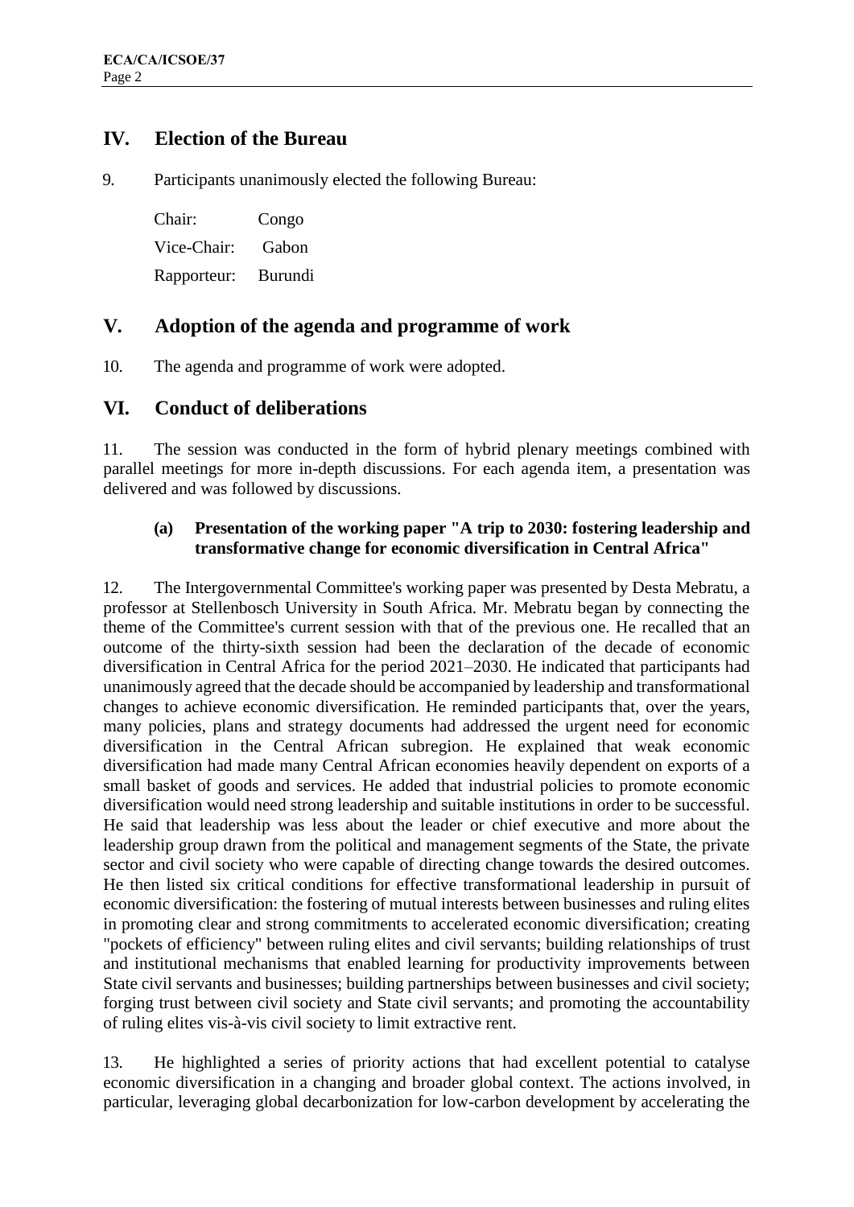## IV. Election of the Bureau

9. Participants unanimously elected the following Bureau:

Chair: Congo

Vice-Chair: Gabon

Rapporteur: Burundi

## V. Adoption of the agenda and programme of work

10. The agenda and programme of work were adopted.

## VI. Conduct of deliberations

11. The session was conducted in the form of hybrid plenary meetings combined with parallel meetings for more in-depth discussions. For each agenda item, a presentation was delivered and was followed by discussions.

### (a) Presentation of the working paper "A trip to 2030: fostering leadership and transformative change for economic diversification in Central Africa"

12. The Intergovernmental Committee's working paper was presented by Desta Mebratu, a professor at Stellenbosch University in South Africa. Mr. Mebratu began by connecting the theme of the Committee's current session with that of the previous one. He recalled that an outcome of the thirty-sixth session had been the declaration of the decade of economic diversification in Central Africa for the period 2021–2030. He indicated that participants had unanimously agreed that the decade should be accompanied by leadership and transformational changes to achieve economic diversification. He reminded participants that, over the years, many policies, plans and strategy documents had addressed the urgent need for economic diversification in the Central African subregion. He explained that weak economic diversification had made many Central African economies heavily dependent on exports of a small basket of goods and services. He added that industrial policies to promote economic diversification would need strong leadership and suitable institutions in order to be successful. He said that leadership was less about the leader or chief executive and more about the leadership group drawn from the political and management segments of the State, the private sector and civil society who were capable of directing change towards the desired outcomes. He then listed six critical conditions for effective transformational leadership in pursuit of economic diversification: the fostering of mutual interests between businesses and ruling elites in promoting clear and strong commitments to accelerated economic diversification; creating "pockets of efficiency" between ruling elites and civil servants; building relationships of trust and institutional mechanisms that enabled learning for productivity improvements between State civil servants and businesses; building partnerships between businesses and civil society; forging trust between civil society and State civil servants; and promoting the accountability of ruling elites vis-à-vis civil society to limit extractive rent.

13. He highlighted a series of priority actions that had excellent potential to catalyse economic diversification in a changing and broader global context. The actions involved, in particular, leveraging global decarbonization for low-carbon development by accelerating the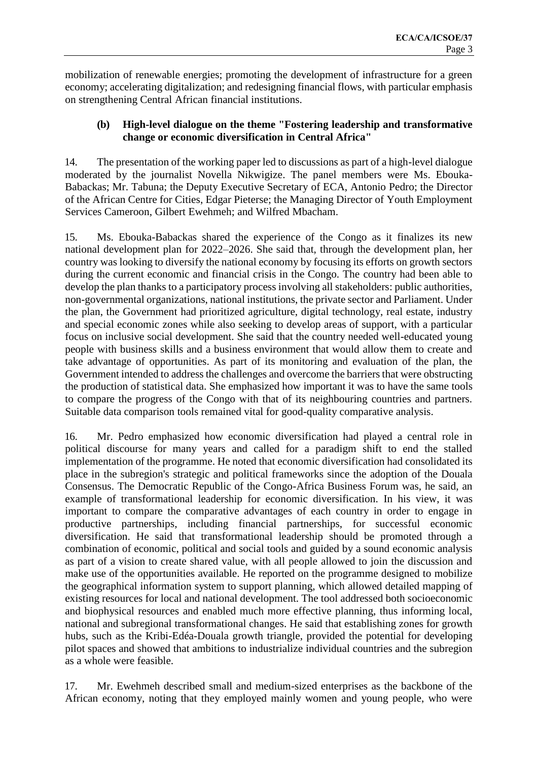mobilization of renewable energies; promoting the development of infrastructure for a green economy; accelerating digitalization; and redesigning financial flows, with particular emphasis on strengthening Central African financial institutions.

### (b) High-level dialogue on the theme "Fostering leadership and transformative change or economic diversification in Central Africa"

14. The presentation of the working paper led to discussions as part of a high-level dialogue moderated by the journalist Novella Nikwigize. The panel members were Ms. Ebouka-Babackas; Mr. Tabuna; the Deputy Executive Secretary of ECA, Antonio Pedro; the Director of the African Centre for Cities, Edgar Pieterse; the Managing Director of Youth Employment Services Cameroon, Gilbert Ewehmeh; and Wilfred Mbacham.

15. Ms. Ebouka-Babackas shared the experience of the Congo as it finalizes its new national development plan for 2022–2026. She said that, through the development plan, her country was looking to diversify the national economy by focusing its efforts on growth sectors during the current economic and financial crisis in the Congo. The country had been able to develop the plan thanks to a participatory process involving all stakeholders: public authorities, non-governmental organizations, national institutions, the private sector and Parliament. Under the plan, the Government had prioritized agriculture, digital technology, real estate, industry and special economic zones while also seeking to develop areas of support, with a particular focus on inclusive social development. She said that the country needed well-educated young people with business skills and a business environment that would allow them to create and take advantage of opportunities. As part of its monitoring and evaluation of the plan, the Government intended to address the challenges and overcome the barriers that were obstructing the production of statistical data. She emphasized how important it was to have the same tools to compare the progress of the Congo with that of its neighbouring countries and partners. Suitable data comparison tools remained vital for good-quality comparative analysis.

16. Mr. Pedro emphasized how economic diversification had played a central role in political discourse for many years and called for a paradigm shift to end the stalled implementation of the programme. He noted that economic diversification had consolidated its place in the subregion's strategic and political frameworks since the adoption of the Douala Consensus. The Democratic Republic of the Congo-Africa Business Forum was, he said, an example of transformational leadership for economic diversification. In his view, it was important to compare the comparative advantages of each country in order to engage in productive partnerships, including financial partnerships, for successful economic diversification. He said that transformational leadership should be promoted through a combination of economic, political and social tools and guided by a sound economic analysis as part of a vision to create shared value, with all people allowed to join the discussion and make use of the opportunities available. He reported on the programme designed to mobilize the geographical information system to support planning, which allowed detailed mapping of existing resources for local and national development. The tool addressed both socioeconomic and biophysical resources and enabled much more effective planning, thus informing local, national and subregional transformational changes. He said that establishing zones for growth hubs, such as the Kribi-Edéa-Douala growth triangle, provided the potential for developing pilot spaces and showed that ambitions to industrialize individual countries and the subregion as a whole were feasible.

17. Mr. Ewehmeh described small and medium-sized enterprises as the backbone of the African economy, noting that they employed mainly women and young people, who were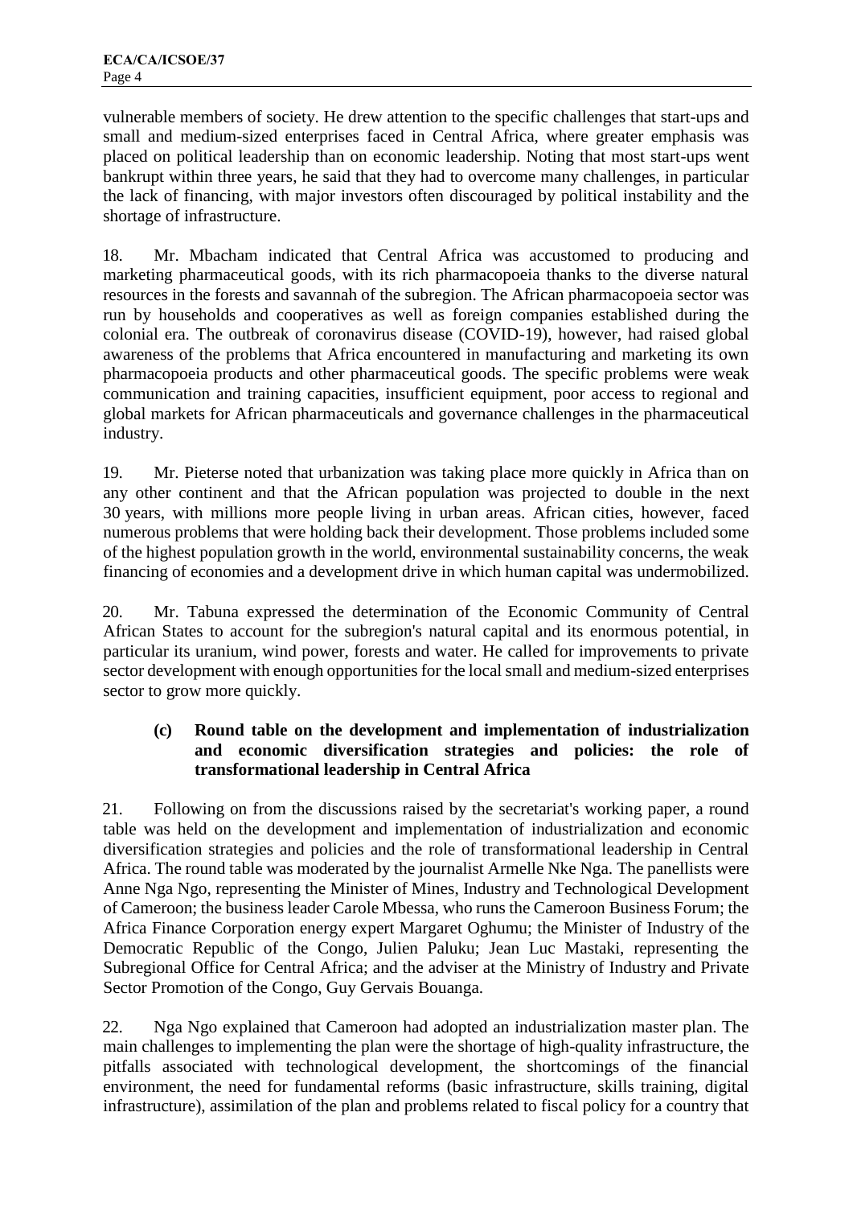vulnerable members of society. He drew attention to the specific challenges that start-ups and small and medium-sized enterprises faced in Central Africa, where greater emphasis was placed on political leadership than on economic leadership. Noting that most start-ups went bankrupt within three years, he said that they had to overcome many challenges, in particular the lack of financing, with major investors often discouraged by political instability and the shortage of infrastructure.

18. Mr. Mbacham indicated that Central Africa was accustomed to producing and marketing pharmaceutical goods, with its rich pharmacopoeia thanks to the diverse natural resources in the forests and savannah of the subregion. The African pharmacopoeia sector was run by households and cooperatives as well as foreign companies established during the colonial era. The outbreak of coronavirus disease (COVID-19), however, had raised global awareness of the problems that Africa encountered in manufacturing and marketing its own pharmacopoeia products and other pharmaceutical goods. The specific problems were weak communication and training capacities, insufficient equipment, poor access to regional and global markets for African pharmaceuticals and governance challenges in the pharmaceutical industry.

19. Mr. Pieterse noted that urbanization was taking place more quickly in Africa than on any other continent and that the African population was projected to double in the next 30 years, with millions more people living in urban areas. African cities, however, faced numerous problems that were holding back their development. Those problems included some of the highest population growth in the world, environmental sustainability concerns, the weak financing of economies and a development drive in which human capital was undermobilized.

20. Mr. Tabuna expressed the determination of the Economic Community of Central African States to account for the subregion's natural capital and its enormous potential, in particular its uranium, wind power, forests and water. He called for improvements to private sector development with enough opportunities for the local small and medium-sized enterprises sector to grow more quickly.

### (c) Round table on the development and implementation of industrialization and economic diversification strategies and policies: the role of transformational leadership in Central Africa

21. Following on from the discussions raised by the secretariat's working paper, a round table was held on the development and implementation of industrialization and economic diversification strategies and policies and the role of transformational leadership in Central Africa. The round table was moderated by the journalist Armelle Nke Nga. The panellists were Anne Nga Ngo, representing the Minister of Mines, Industry and Technological Development of Cameroon; the business leader Carole Mbessa, who runs the Cameroon Business Forum; the Africa Finance Corporation energy expert Margaret Oghumu; the Minister of Industry of the Democratic Republic of the Congo, Julien Paluku; Jean Luc Mastaki, representing the Subregional Office for Central Africa; and the adviser at the Ministry of Industry and Private Sector Promotion of the Congo, Guy Gervais Bouanga.

22. Nga Ngo explained that Cameroon had adopted an industrialization master plan. The main challenges to implementing the plan were the shortage of high-quality infrastructure, the pitfalls associated with technological development, the shortcomings of the financial environment, the need for fundamental reforms (basic infrastructure, skills training, digital infrastructure), assimilation of the plan and problems related to fiscal policy for a country that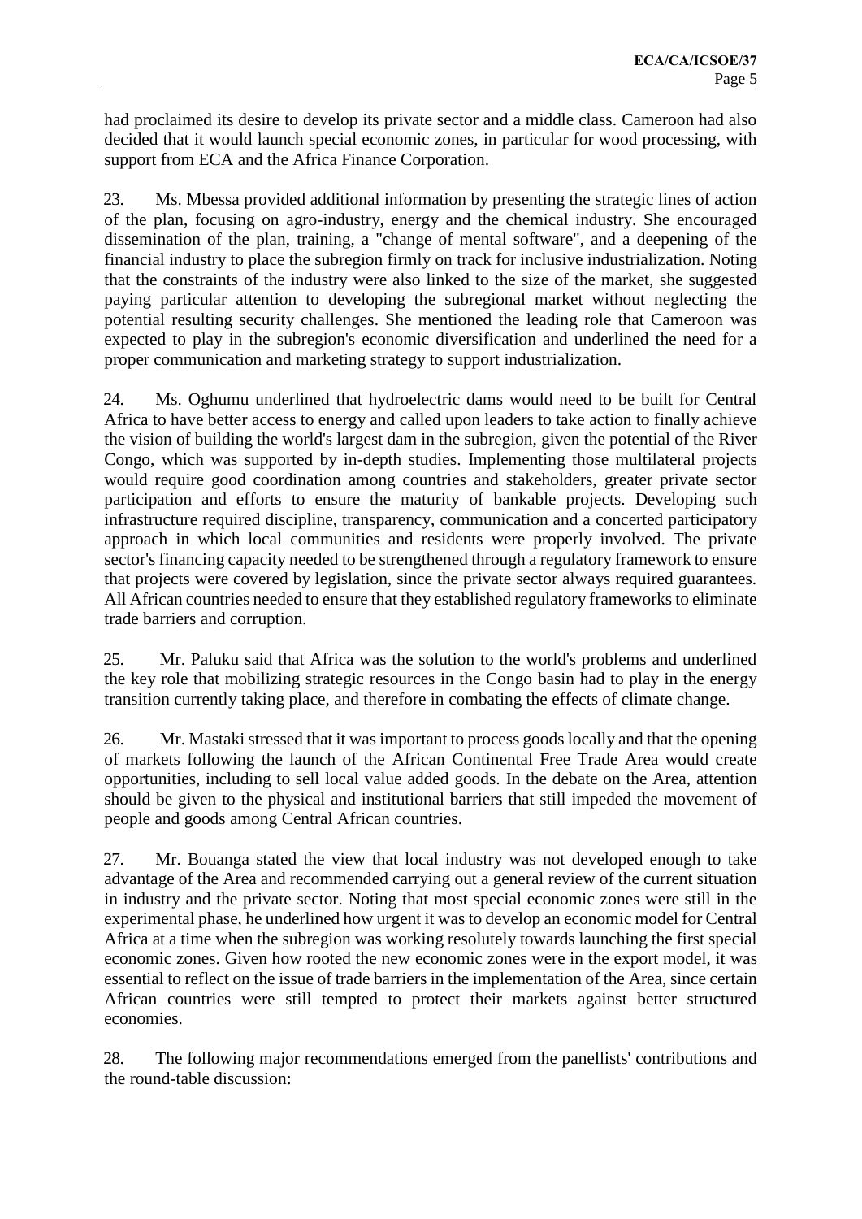had proclaimed its desire to develop its private sector and a middle class. Cameroon had also decided that it would launch special economic zones, in particular for wood processing, with support from ECA and the Africa Finance Corporation.

23. Ms. Mbessa provided additional information by presenting the strategic lines of action of the plan, focusing on agro-industry, energy and the chemical industry. She encouraged dissemination of the plan, training, a "change of mental software", and a deepening of the financial industry to place the subregion firmly on track for inclusive industrialization. Noting that the constraints of the industry were also linked to the size of the market, she suggested paying particular attention to developing the subregional market without neglecting the potential resulting security challenges. She mentioned the leading role that Cameroon was expected to play in the subregion's economic diversification and underlined the need for a proper communication and marketing strategy to support industrialization.

24. Ms. Oghumu underlined that hydroelectric dams would need to be built for Central Africa to have better access to energy and called upon leaders to take action to finally achieve the vision of building the world's largest dam in the subregion, given the potential of the River Congo, which was supported by in-depth studies. Implementing those multilateral projects would require good coordination among countries and stakeholders, greater private sector participation and efforts to ensure the maturity of bankable projects. Developing such infrastructure required discipline, transparency, communication and a concerted participatory approach in which local communities and residents were properly involved. The private sector's financing capacity needed to be strengthened through a regulatory framework to ensure that projects were covered by legislation, since the private sector always required guarantees. All African countries needed to ensure that they established regulatory frameworks to eliminate trade barriers and corruption.

25. Mr. Paluku said that Africa was the solution to the world's problems and underlined the key role that mobilizing strategic resources in the Congo basin had to play in the energy transition currently taking place, and therefore in combating the effects of climate change.

26. Mr. Mastaki stressed that it was important to process goods locally and that the opening of markets following the launch of the African Continental Free Trade Area would create opportunities, including to sell local value added goods. In the debate on the Area, attention should be given to the physical and institutional barriers that still impeded the movement of people and goods among Central African countries.

27. Mr. Bouanga stated the view that local industry was not developed enough to take advantage of the Area and recommended carrying out a general review of the current situation in industry and the private sector. Noting that most special economic zones were still in the experimental phase, he underlined how urgent it was to develop an economic model for Central Africa at a time when the subregion was working resolutely towards launching the first special economic zones. Given how rooted the new economic zones were in the export model, it was essential to reflect on the issue of trade barriers in the implementation of the Area, since certain African countries were still tempted to protect their markets against better structured economies.

28. The following major recommendations emerged from the panellists' contributions and the round-table discussion: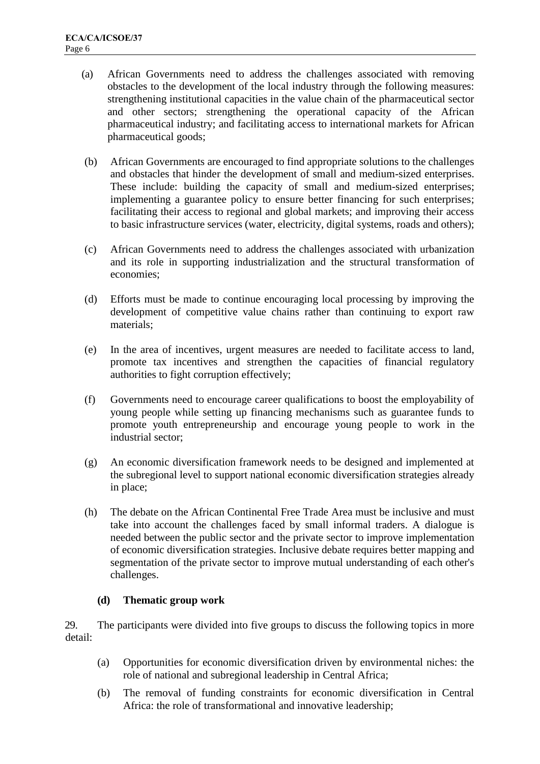(a) African Governments need to address the challenges associated with removing obstacles to the development of the local industry through the following measures: strengthening institutional capacities in the value chain of the pharmaceutical sector and other sectors; strengthening the operational capacity of the African pharmaceutical industry; and facilitating access to international markets for African pharmaceutical goods;

(b) African Governments are encouraged to find appropriate solutions to the challenges and obstacles that hinder the development of small and medium-sized enterprises. These include: building the capacity of small and medium-sized enterprises; implementing a guarantee policy to ensure better financing for such enterprises; facilitating their access to regional and global markets; and improving their access to basic infrastructure services (water, electricity, digital systems, roads and others);

(c) African Governments need to address the challenges associated with urbanization and its role in supporting industrialization and the structural transformation of economies;

(d) Efforts must be made to continue encouraging local processing by improving the development of competitive value chains rather than continuing to export raw materials;

(e) In the area of incentives, urgent measures are needed to facilitate access to land, promote tax incentives and strengthen the capacities of financial regulatory authorities to fight corruption effectively;

(f) Governments need to encourage career qualifications to boost the employability of young people while setting up financing mechanisms such as guarantee funds to promote youth entrepreneurship and encourage young people to work in the industrial sector;

(g) An economic diversification framework needs to be designed and implemented at the subregional level to support national economic diversification strategies already in place;

(h) The debate on the African Continental Free Trade Area must be inclusive and must take into account the challenges faced by small informal traders. A dialogue is needed between the public sector and the private sector to improve implementation of economic diversification strategies. Inclusive debate requires better mapping and segmentation of the private sector to improve mutual understanding of each other's challenges.

### (d) Thematic group work

29. The participants were divided into five groups to discuss the following topics in more detail:

(a) Opportunities for economic diversification driven by environmental niches: the role of national and subregional leadership in Central Africa;

(b) The removal of funding constraints for economic diversification in Central Africa: the role of transformational and innovative leadership;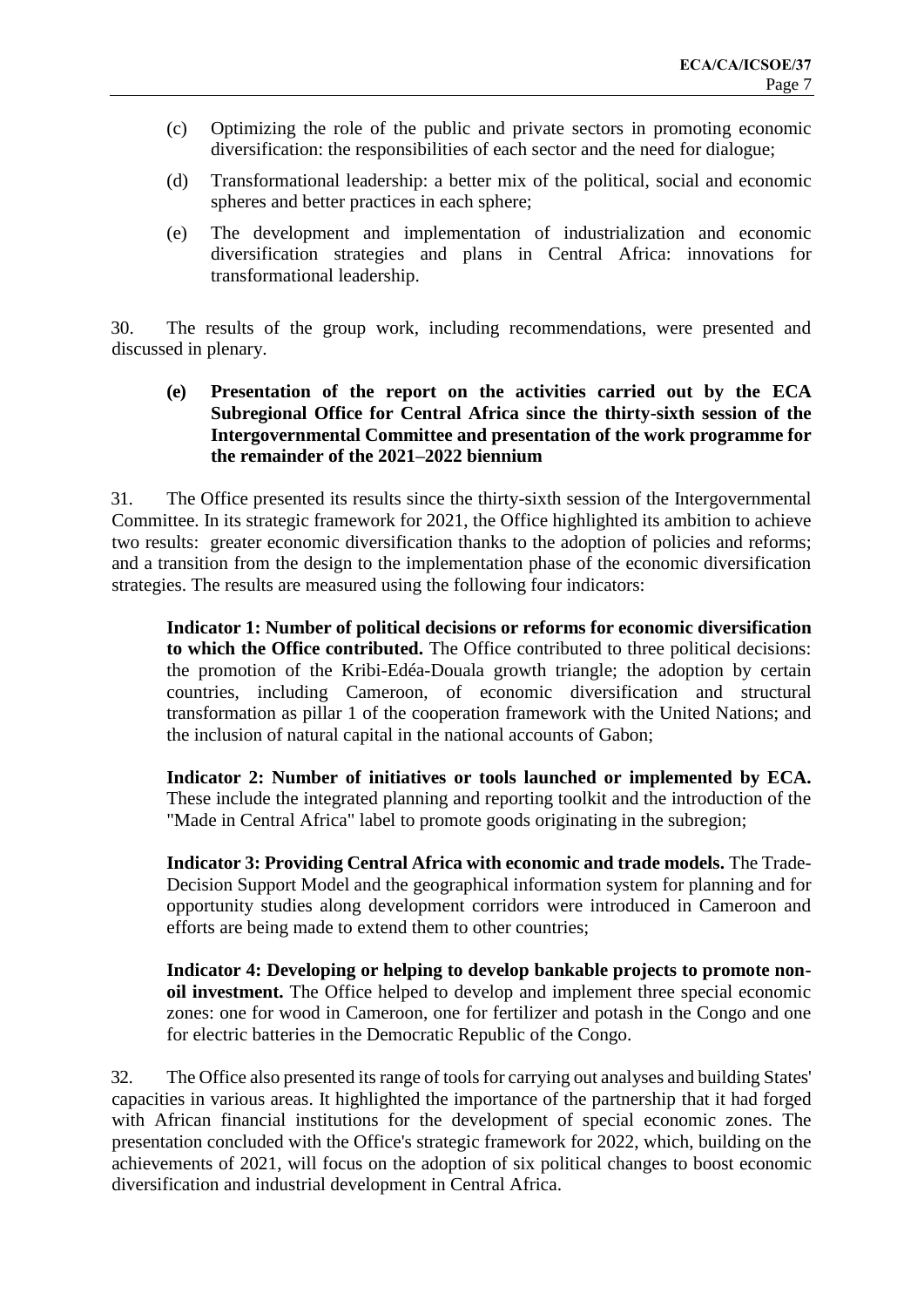(c) Optimizing the role of the public and private sectors in promoting economic diversification: the responsibilities of each sector and the need for dialogue;

(d) Transformational leadership: a better mix of the political, social and economic spheres and better practices in each sphere;

(e) The development and implementation of industrialization and economic diversification strategies and plans in Central Africa: innovations for transformational leadership.

30. The results of the group work, including recommendations, were presented and discussed in plenary.

### (e) Presentation of the report on the activities carried out by the ECA Subregional Office for Central Africa since the thirty-sixth session of the Intergovernmental Committee and presentation of the work programme for the remainder of the 2021–2022 biennium

31. The Office presented its results since the thirty-sixth session of the Intergovernmental Committee. In its strategic framework for 2021, the Office highlighted its ambition to achieve two results: greater economic diversification thanks to the adoption of policies and reforms; and a transition from the design to the implementation phase of the economic diversification strategies. The results are measured using the following four indicators:

**Indicator 1: Number of political decisions or reforms for economic diversification to which the Office contributed.** The Office contributed to three political decisions: the promotion of the Kribi-Edéa-Douala growth triangle; the adoption by certain countries, including Cameroon, of economic diversification and structural transformation as pillar 1 of the cooperation framework with the United Nations; and the inclusion of natural capital in the national accounts of Gabon;

**Indicator 2: Number of initiatives or tools launched or implemented by ECA.** These include the integrated planning and reporting toolkit and the introduction of the "Made in Central Africa" label to promote goods originating in the subregion;

**Indicator 3: Providing Central Africa with economic and trade models.** The Trade-Decision Support Model and the geographical information system for planning and for opportunity studies along development corridors were introduced in Cameroon and efforts are being made to extend them to other countries;

**Indicator 4: Developing or helping to develop bankable projects to promote non-oil investment.** The Office helped to develop and implement three special economic zones: one for wood in Cameroon, one for fertilizer and potash in the Congo and one for electric batteries in the Democratic Republic of the Congo.

32. The Office also presented its range of tools for carrying out analyses and building States' capacities in various areas. It highlighted the importance of the partnership that it had forged with African financial institutions for the development of special economic zones. The presentation concluded with the Office's strategic framework for 2022, which, building on the achievements of 2021, will focus on the adoption of six political changes to boost economic diversification and industrial development in Central Africa.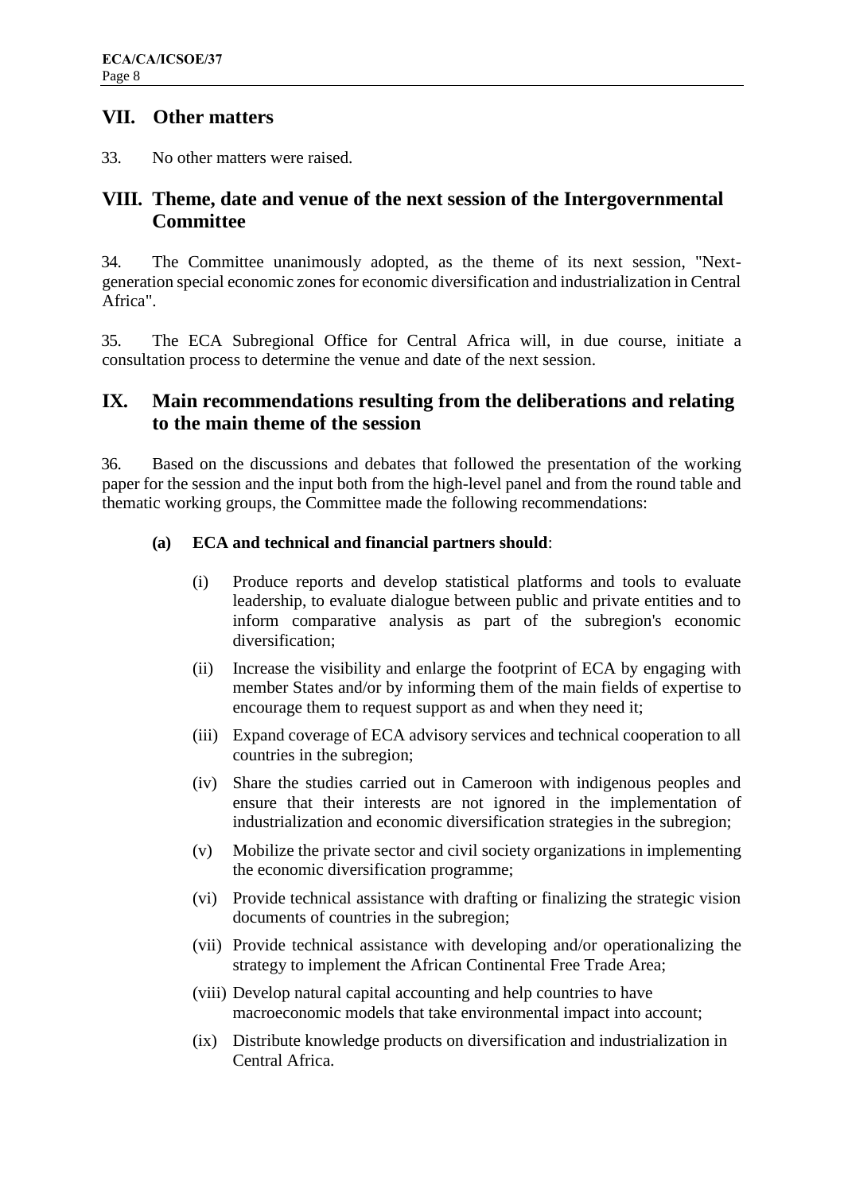## VII. Other matters

33. No other matters were raised.

## VIII. Theme, date and venue of the next session of the Intergovernmental Committee

34. The Committee unanimously adopted, as the theme of its next session, "Next-generation special economic zones for economic diversification and industrialization in Central Africa".

35. The ECA Subregional Office for Central Africa will, in due course, initiate a consultation process to determine the venue and date of the next session.

## IX. Main recommendations resulting from the deliberations and relating to the main theme of the session

36. Based on the discussions and debates that followed the presentation of the working paper for the session and the input both from the high-level panel and from the round table and thematic working groups, the Committee made the following recommendations:

**(a) ECA and technical and financial partners should**:

(i) Produce reports and develop statistical platforms and tools to evaluate leadership, to evaluate dialogue between public and private entities and to inform comparative analysis as part of the subregion's economic diversification;

(ii) Increase the visibility and enlarge the footprint of ECA by engaging with member States and/or by informing them of the main fields of expertise to encourage them to request support as and when they need it;

(iii) Expand coverage of ECA advisory services and technical cooperation to all countries in the subregion;

(iv) Share the studies carried out in Cameroon with indigenous peoples and ensure that their interests are not ignored in the implementation of industrialization and economic diversification strategies in the subregion;

(v) Mobilize the private sector and civil society organizations in implementing the economic diversification programme;

(vi) Provide technical assistance with drafting or finalizing the strategic vision documents of countries in the subregion;

(vii) Provide technical assistance with developing and/or operationalizing the strategy to implement the African Continental Free Trade Area;

(viii) Develop natural capital accounting and help countries to have macroeconomic models that take environmental impact into account;

(ix) Distribute knowledge products on diversification and industrialization in Central Africa.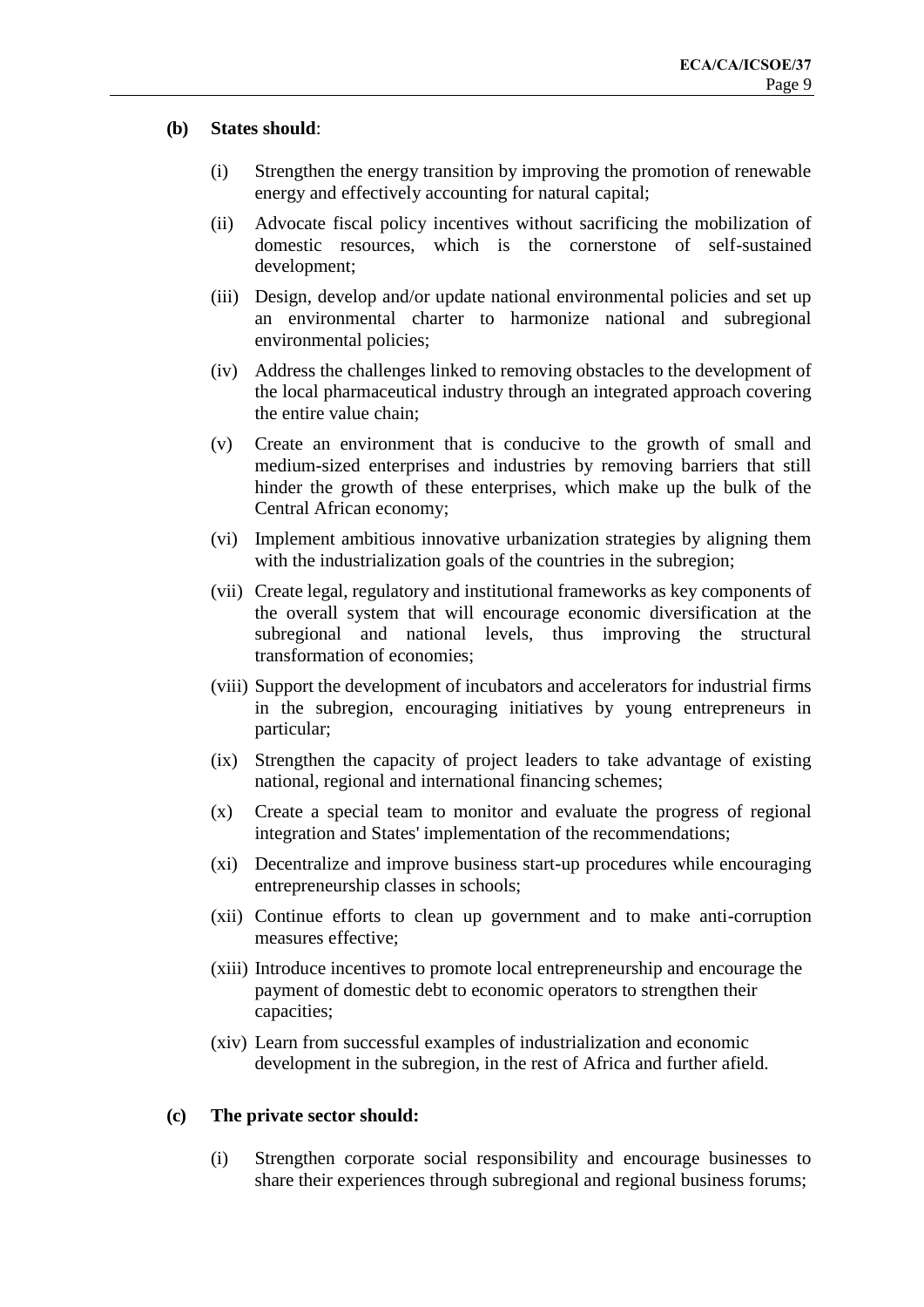**(b) States should**:

(i) Strengthen the energy transition by improving the promotion of renewable energy and effectively accounting for natural capital;

(ii) Advocate fiscal policy incentives without sacrificing the mobilization of domestic resources, which is the cornerstone of self-sustained development;

(iii) Design, develop and/or update national environmental policies and set up an environmental charter to harmonize national and subregional environmental policies;

(iv) Address the challenges linked to removing obstacles to the development of the local pharmaceutical industry through an integrated approach covering the entire value chain;

(v) Create an environment that is conducive to the growth of small and medium-sized enterprises and industries by removing barriers that still hinder the growth of these enterprises, which make up the bulk of the Central African economy;

(vi) Implement ambitious innovative urbanization strategies by aligning them with the industrialization goals of the countries in the subregion;

(vii) Create legal, regulatory and institutional frameworks as key components of the overall system that will encourage economic diversification at the subregional and national levels, thus improving the structural transformation of economies;

(viii) Support the development of incubators and accelerators for industrial firms in the subregion, encouraging initiatives by young entrepreneurs in particular;

(ix) Strengthen the capacity of project leaders to take advantage of existing national, regional and international financing schemes;

(x) Create a special team to monitor and evaluate the progress of regional integration and States' implementation of the recommendations;

(xi) Decentralize and improve business start-up procedures while encouraging entrepreneurship classes in schools;

(xii) Continue efforts to clean up government and to make anti-corruption measures effective;

(xiii) Introduce incentives to promote local entrepreneurship and encourage the payment of domestic debt to economic operators to strengthen their capacities;

(xiv) Learn from successful examples of industrialization and economic development in the subregion, in the rest of Africa and further afield.

**(c) The private sector should:**

(i) Strengthen corporate social responsibility and encourage businesses to share their experiences through subregional and regional business forums;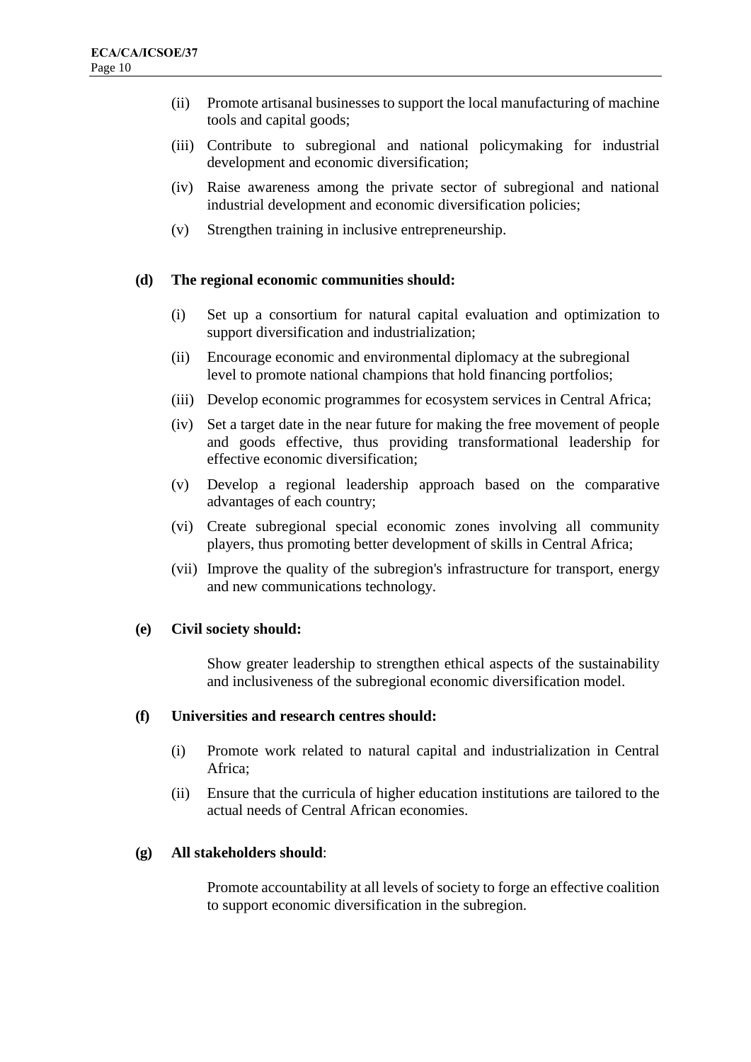(ii) Promote artisanal businesses to support the local manufacturing of machine tools and capital goods;

(iii) Contribute to subregional and national policymaking for industrial development and economic diversification;

(iv) Raise awareness among the private sector of subregional and national industrial development and economic diversification policies;

(v) Strengthen training in inclusive entrepreneurship.

**(d) The regional economic communities should:**

(i) Set up a consortium for natural capital evaluation and optimization to support diversification and industrialization;

(ii) Encourage economic and environmental diplomacy at the subregional level to promote national champions that hold financing portfolios;

(iii) Develop economic programmes for ecosystem services in Central Africa;

(iv) Set a target date in the near future for making the free movement of people and goods effective, thus providing transformational leadership for effective economic diversification;

(v) Develop a regional leadership approach based on the comparative advantages of each country;

(vi) Create subregional special economic zones involving all community players, thus promoting better development of skills in Central Africa;

(vii) Improve the quality of the subregion's infrastructure for transport, energy and new communications technology.

**(e) Civil society should:**

Show greater leadership to strengthen ethical aspects of the sustainability and inclusiveness of the subregional economic diversification model.

**(f) Universities and research centres should:**

(i) Promote work related to natural capital and industrialization in Central Africa;

(ii) Ensure that the curricula of higher education institutions are tailored to the actual needs of Central African economies.

**(g) All stakeholders should**:

Promote accountability at all levels of society to forge an effective coalition to support economic diversification in the subregion.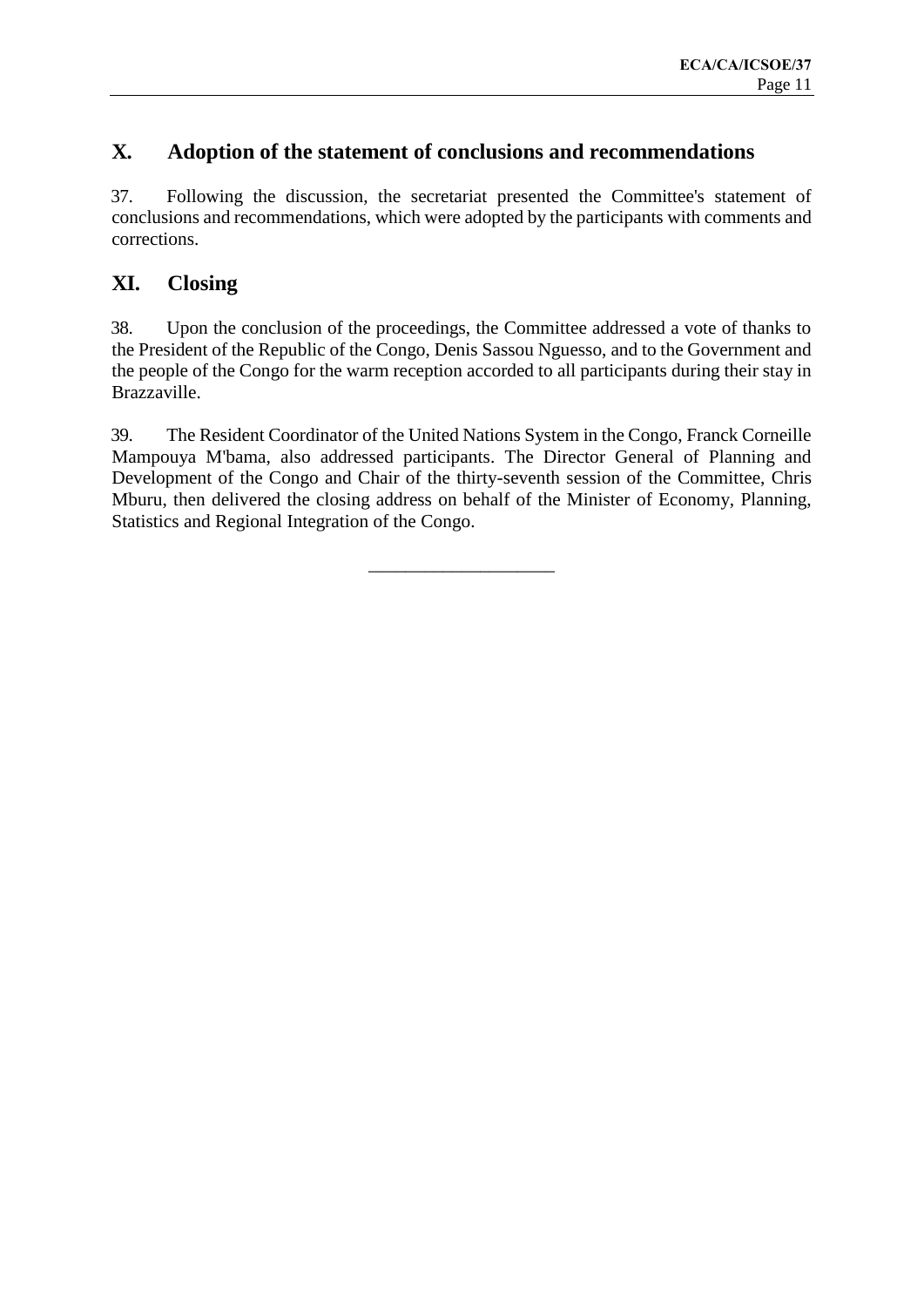## X. Adoption of the statement of conclusions and recommendations

37. Following the discussion, the secretariat presented the Committee's statement of conclusions and recommendations, which were adopted by the participants with comments and corrections.

## XI. Closing

38. Upon the conclusion of the proceedings, the Committee addressed a vote of thanks to the President of the Republic of the Congo, Denis Sassou Nguesso, and to the Government and the people of the Congo for the warm reception accorded to all participants during their stay in Brazzaville.

39. The Resident Coordinator of the United Nations System in the Congo, Franck Corneille Mampouya M'bama, also addressed participants. The Director General of Planning and Development of the Congo and Chair of the thirty-seventh session of the Committee, Chris Mburu, then delivered the closing address on behalf of the Minister of Economy, Planning, Statistics and Regional Integration of the Congo.

\_\_\_\_\_\_\_\_\_\_\_\_\_\_\_\_\_\_\_\_